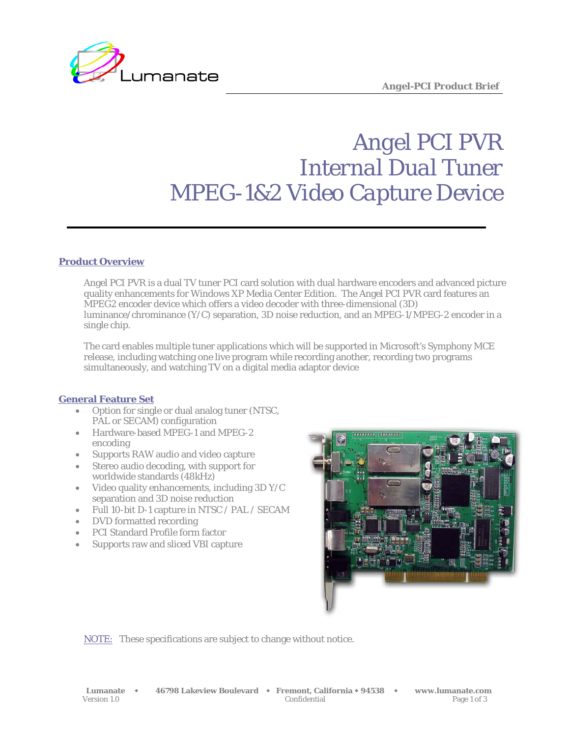# Angel PCI PVR
# Internal Dual Tuner
# MPEG-1&2 Video Capture Device

## Product Overview

Angel PCI PVR is a dual TV tuner PCI card solution with dual hardware encoders and advanced picture quality enhancements for Windows XP Media Center Edition. The Angel PCI PVR card features an MPEG2 encoder device which offers a video decoder with three-dimensional (3D) luminance/chrominance (Y/C) separation, 3D noise reduction, and an MPEG-1/MPEG-2 encoder in a single chip.

The card enables multiple tuner applications which will be supported in Microsoft's Symphony MCE release, including watching one live program while recording another, recording two programs simultaneously, and watching TV on a digital media adaptor device

## General Feature Set

- Option for single or dual analog tuner (NTSC, PAL or SECAM) configuration
- Hardware-based MPEG-1 and MPEG-2 encoding
- Supports RAW audio and video capture
- Stereo audio decoding, with support for worldwide standards (48kHz)
- Video quality enhancements, including 3D Y/C separation and 3D noise reduction
- Full 10-bit D-1 capture in NTSC / PAL / SECAM
- DVD formatted recording
- PCI Standard Profile form factor
- Supports raw and sliced VBI capture

NOTE: These specifications are subject to change without notice.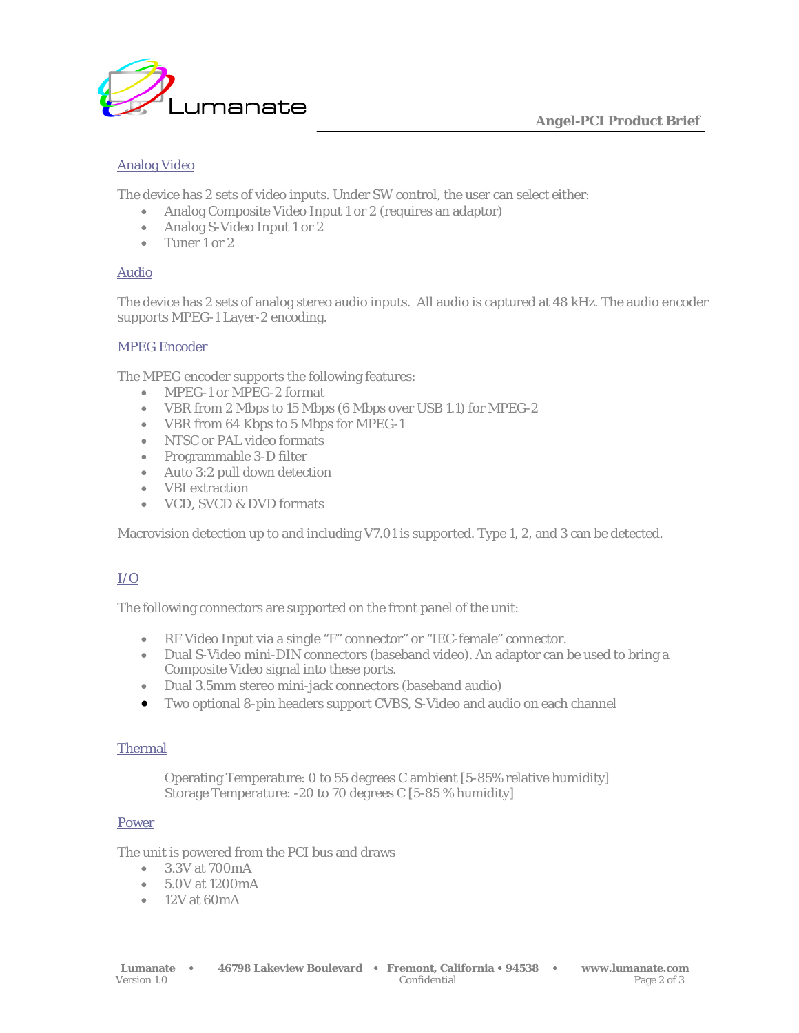## Analog Video

The device has 2 sets of video inputs. Under SW control, the user can select either:

- Analog Composite Video Input 1 or 2 (requires an adaptor)
- Analog S-Video Input 1 or 2
- Tuner 1 or 2

## Audio

The device has 2 sets of analog stereo audio inputs. All audio is captured at 48 kHz. The audio encoder supports MPEG-1 Layer-2 encoding.

## MPEG Encoder

The MPEG encoder supports the following features:

- MPEG-1 or MPEG-2 format
- VBR from 2 Mbps to 15 Mbps (6 Mbps over USB 1.1) for MPEG-2
- VBR from 64 Kbps to 5 Mbps for MPEG-1
- NTSC or PAL video formats
- Programmable 3-D filter
- Auto 3:2 pull down detection
- VBI extraction
- VCD, SVCD & DVD formats

Macrovision detection up to and including V7.01 is supported. Type 1, 2, and 3 can be detected.

## I/O

The following connectors are supported on the front panel of the unit:

- RF Video Input via a single "F" connector" or "IEC-female" connector.
- Dual S-Video mini-DIN connectors (baseband video). An adaptor can be used to bring a Composite Video signal into these ports.
- Dual 3.5mm stereo mini-jack connectors (baseband audio)
- Two optional 8-pin headers support CVBS, S-Video and audio on each channel

## Thermal

Operating Temperature: 0 to 55 degrees C ambient [5-85% relative humidity]
Storage Temperature: -20 to 70 degrees C [5-85 % humidity]

## Power

The unit is powered from the PCI bus and draws

- 3.3V at 700mA
- 5.0V at 1200mA
- 12V at 60mA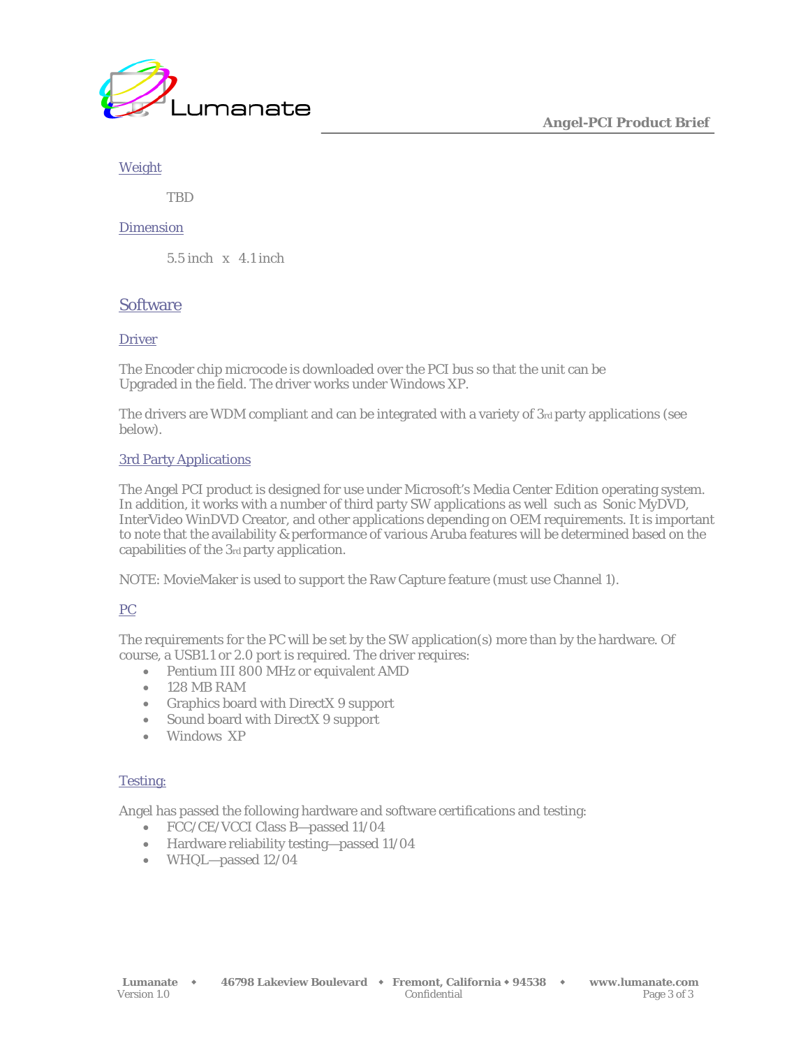### Weight

TBD

### Dimension

5.5 inch x 4.1 inch

## Software

### Driver

The Encoder chip microcode is downloaded over the PCI bus so that the unit can be Upgraded in the field. The driver works under Windows XP.

The drivers are WDM compliant and can be integrated with a variety of 3rd party applications (see below).

### 3rd Party Applications

The Angel PCI product is designed for use under Microsoft's Media Center Edition operating system. In addition, it works with a number of third party SW applications as well such as Sonic MyDVD, InterVideo WinDVD Creator, and other applications depending on OEM requirements. It is important to note that the availability & performance of various Aruba features will be determined based on the capabilities of the 3rd party application.

NOTE: MovieMaker is used to support the Raw Capture feature (must use Channel 1).

### PC

The requirements for the PC will be set by the SW application(s) more than by the hardware. Of course, a USB1.1 or 2.0 port is required. The driver requires:

- Pentium III 800 MHz or equivalent AMD
- 128 MB RAM
- Graphics board with DirectX 9 support
- Sound board with DirectX 9 support
- Windows XP

### Testing:

Angel has passed the following hardware and software certifications and testing:

- FCC/CE/VCCI Class B—passed 11/04
- Hardware reliability testing—passed 11/04
- WHQL—passed 12/04